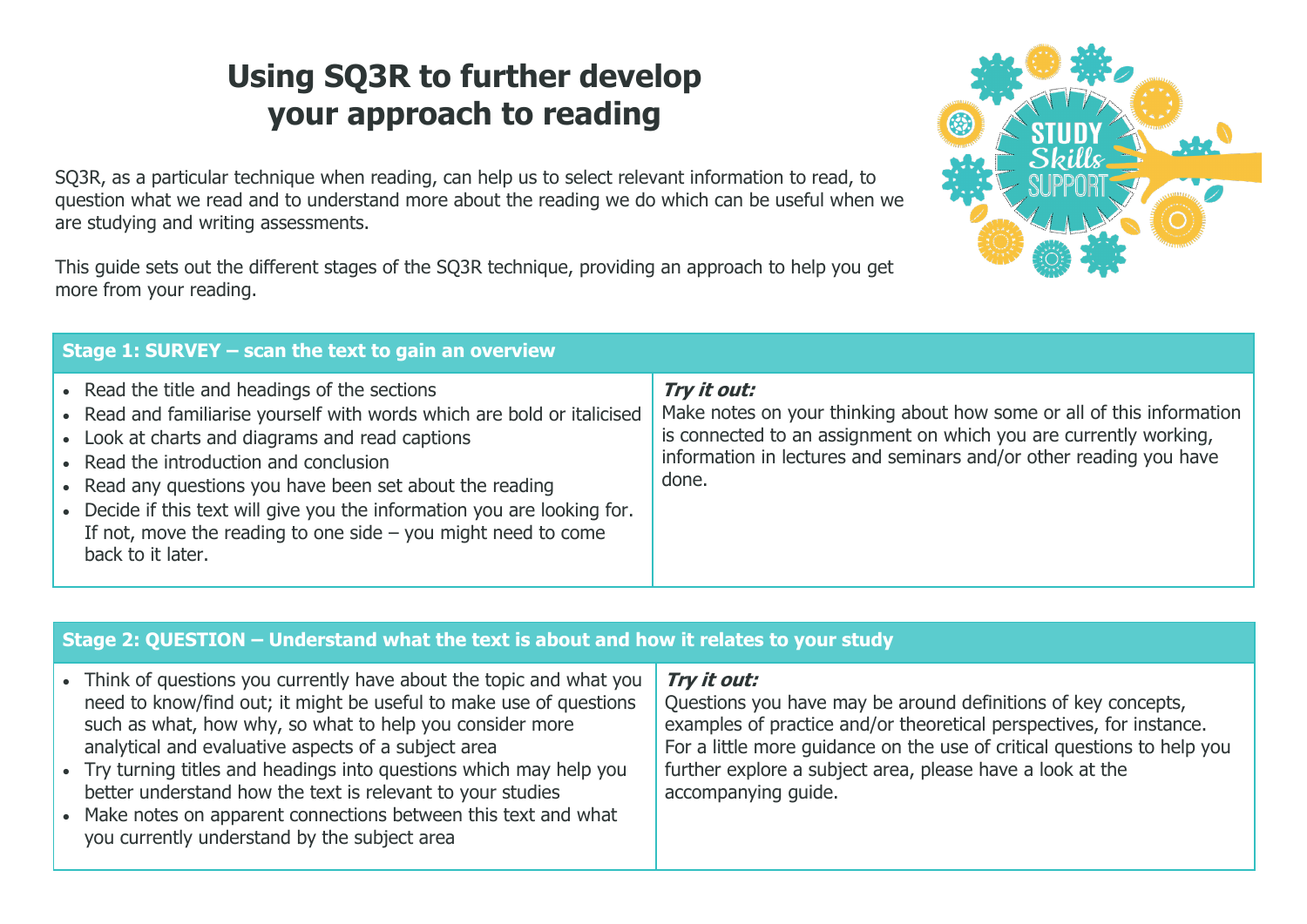# Using SQ3R to further develop your approach to reading

SQ3R, as a particular technique when reading, can help us to select relevant information to read, to question what we read and to understand more about the reading we do which can be useful when we are studying and writing assessments.

This guide sets out the different stages of the SQ3R technique, providing an approach to help you get more from your reading.

| **Stage 1: SURVEY – scan the text to gain an overview** | |
|---|---|
| • Read the title and headings of the sections<br>• Read and familiarise yourself with words which are bold or italicised<br>• Look at charts and diagrams and read captions<br>• Read the introduction and conclusion<br>• Read any questions you have been set about the reading<br>• Decide if this text will give you the information you are looking for. If not, move the reading to one side – you might need to come back to it later. | ***Try it out:***<br>Make notes on your thinking about how some or all of this information is connected to an assignment on which you are currently working, information in lectures and seminars and/or other reading you have done. |

| **Stage 2: QUESTION – Understand what the text is about and how it relates to your study** | |
|---|---|
| • Think of questions you currently have about the topic and what you need to know/find out; it might be useful to make use of questions such as what, how why, so what to help you consider more analytical and evaluative aspects of a subject area<br>• Try turning titles and headings into questions which may help you better understand how the text is relevant to your studies<br>• Make notes on apparent connections between this text and what you currently understand by the subject area | ***Try it out:***<br>Questions you have may be around definitions of key concepts, examples of practice and/or theoretical perspectives, for instance. For a little more guidance on the use of critical questions to help you further explore a subject area, please have a look at the accompanying guide. |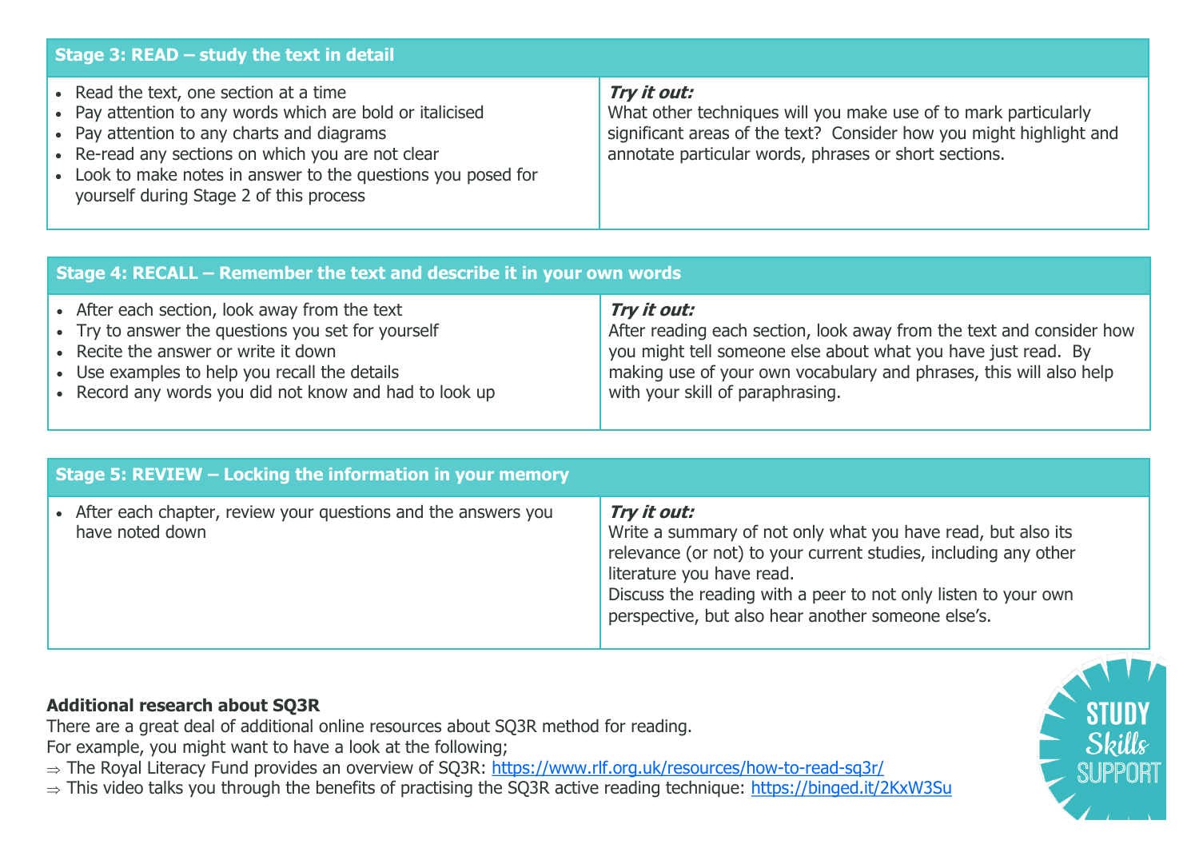| Stage 3: READ – study the text in detail | |
|---|---|
| • Read the text, one section at a time<br>• Pay attention to any words which are bold or italicised<br>• Pay attention to any charts and diagrams<br>• Re-read any sections on which you are not clear<br>• Look to make notes in answer to the questions you posed for yourself during Stage 2 of this process | ***Try it out:***<br>What other techniques will you make use of to mark particularly significant areas of the text? Consider how you might highlight and annotate particular words, phrases or short sections. |

| Stage 4: RECALL – Remember the text and describe it in your own words | |
|---|---|
| • After each section, look away from the text<br>• Try to answer the questions you set for yourself<br>• Recite the answer or write it down<br>• Use examples to help you recall the details<br>• Record any words you did not know and had to look up | ***Try it out:***<br>After reading each section, look away from the text and consider how you might tell someone else about what you have just read. By making use of your own vocabulary and phrases, this will also help with your skill of paraphrasing. |

| Stage 5: REVIEW – Locking the information in your memory | |
|---|---|
| • After each chapter, review your questions and the answers you have noted down | ***Try it out:***<br>Write a summary of not only what you have read, but also its relevance (or not) to your current studies, including any other literature you have read.<br>Discuss the reading with a peer to not only listen to your own perspective, but also hear another someone else's. |

**Additional research about SQ3R**

There are a great deal of additional online resources about SQ3R method for reading.
For example, you might want to have a look at the following;

⇒ The Royal Literacy Fund provides an overview of SQ3R: https://www.rlf.org.uk/resources/how-to-read-sq3r/

⇒ This video talks you through the benefits of practising the SQ3R active reading technique: https://binged.it/2KxW3Su

STUDY *Skills* SUPPORT